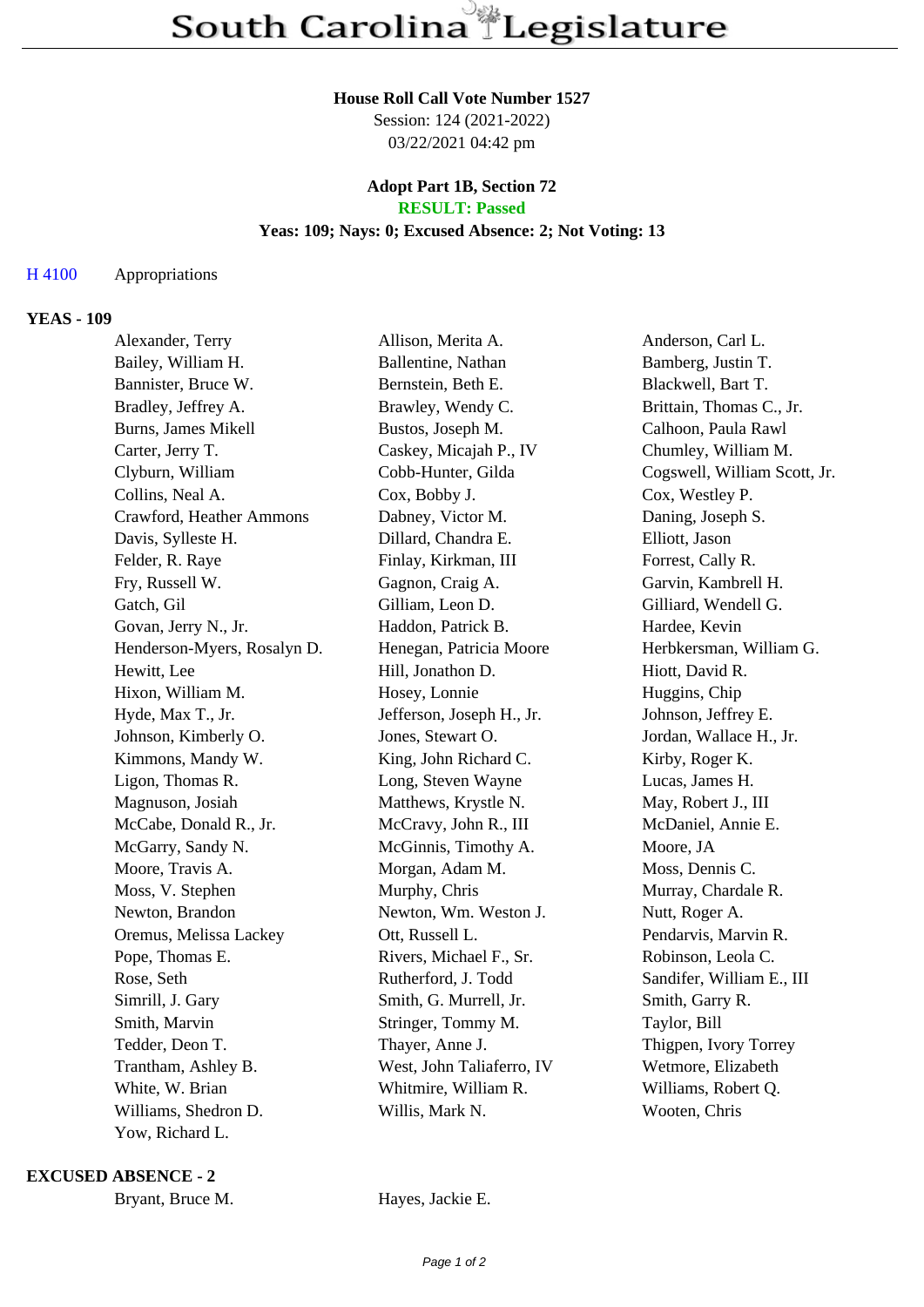# South Carolina Legislature

**House Roll Call Vote Number 1527**
Session: 124 (2021-2022)
03/22/2021 04:42 pm

**Adopt Part 1B, Section 72**
**RESULT: Passed**
**Yeas: 109; Nays: 0; Excused Absence: 2; Not Voting: 13**

H 4100 Appropriations

### YEAS - 109

| | | |
|---|---|---|
| Alexander, Terry | Allison, Merita A. | Anderson, Carl L. |
| Bailey, William H. | Ballentine, Nathan | Bamberg, Justin T. |
| Bannister, Bruce W. | Bernstein, Beth E. | Blackwell, Bart T. |
| Bradley, Jeffrey A. | Brawley, Wendy C. | Brittain, Thomas C., Jr. |
| Burns, James Mikell | Bustos, Joseph M. | Calhoon, Paula Rawl |
| Carter, Jerry T. | Caskey, Micajah P., IV | Chumley, William M. |
| Clyburn, William | Cobb-Hunter, Gilda | Cogswell, William Scott, Jr. |
| Collins, Neal A. | Cox, Bobby J. | Cox, Westley P. |
| Crawford, Heather Ammons | Dabney, Victor M. | Daning, Joseph S. |
| Davis, Sylleste H. | Dillard, Chandra E. | Elliott, Jason |
| Felder, R. Raye | Finlay, Kirkman, III | Forrest, Cally R. |
| Fry, Russell W. | Gagnon, Craig A. | Garvin, Kambrell H. |
| Gatch, Gil | Gilliam, Leon D. | Gilliard, Wendell G. |
| Govan, Jerry N., Jr. | Haddon, Patrick B. | Hardee, Kevin |
| Henderson-Myers, Rosalyn D. | Henegan, Patricia Moore | Herbkersman, William G. |
| Hewitt, Lee | Hill, Jonathon D. | Hiott, David R. |
| Hixon, William M. | Hosey, Lonnie | Huggins, Chip |
| Hyde, Max T., Jr. | Jefferson, Joseph H., Jr. | Johnson, Jeffrey E. |
| Johnson, Kimberly O. | Jones, Stewart O. | Jordan, Wallace H., Jr. |
| Kimmons, Mandy W. | King, John Richard C. | Kirby, Roger K. |
| Ligon, Thomas R. | Long, Steven Wayne | Lucas, James H. |
| Magnuson, Josiah | Matthews, Krystle N. | May, Robert J., III |
| McCabe, Donald R., Jr. | McCravy, John R., III | McDaniel, Annie E. |
| McGarry, Sandy N. | McGinnis, Timothy A. | Moore, JA |
| Moore, Travis A. | Morgan, Adam M. | Moss, Dennis C. |
| Moss, V. Stephen | Murphy, Chris | Murray, Chardale R. |
| Newton, Brandon | Newton, Wm. Weston J. | Nutt, Roger A. |
| Oremus, Melissa Lackey | Ott, Russell L. | Pendarvis, Marvin R. |
| Pope, Thomas E. | Rivers, Michael F., Sr. | Robinson, Leola C. |
| Rose, Seth | Rutherford, J. Todd | Sandifer, William E., III |
| Simrill, J. Gary | Smith, G. Murrell, Jr. | Smith, Garry R. |
| Smith, Marvin | Stringer, Tommy M. | Taylor, Bill |
| Tedder, Deon T. | Thayer, Anne J. | Thigpen, Ivory Torrey |
| Trantham, Ashley B. | West, John Taliaferro, IV | Wetmore, Elizabeth |
| White, W. Brian | Whitmire, William R. | Williams, Robert Q. |
| Williams, Shedron D. | Willis, Mark N. | Wooten, Chris |
| Yow, Richard L. | | |

### EXCUSED ABSENCE - 2

| | |
|---|---|
| Bryant, Bruce M. | Hayes, Jackie E. |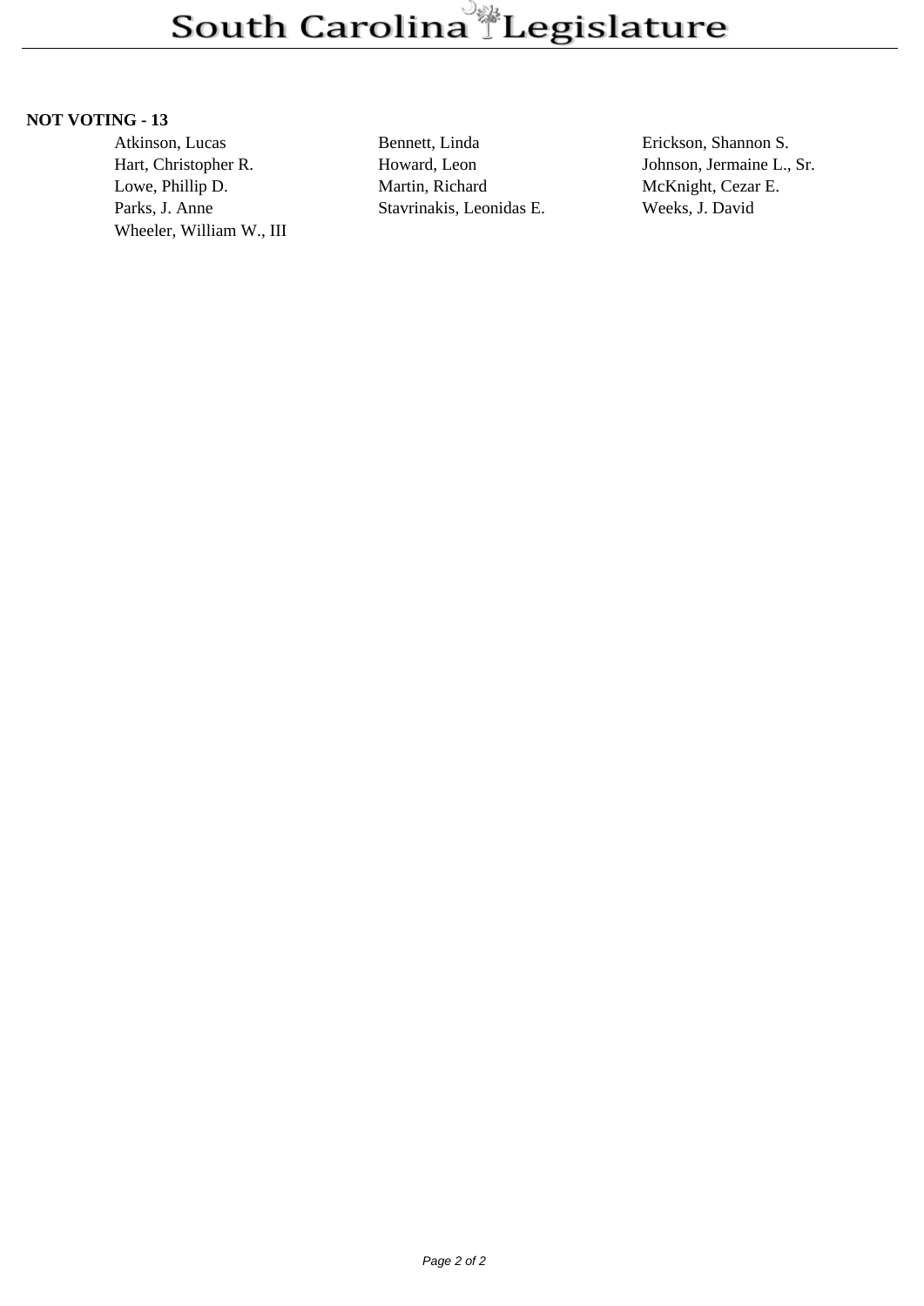**NOT VOTING - 13**

| | | |
|---|---|---|
| Atkinson, Lucas | Bennett, Linda | Erickson, Shannon S. |
| Hart, Christopher R. | Howard, Leon | Johnson, Jermaine L., Sr. |
| Lowe, Phillip D. | Martin, Richard | McKnight, Cezar E. |
| Parks, J. Anne | Stavrinakis, Leonidas E. | Weeks, J. David |
| Wheeler, William W., III | | |